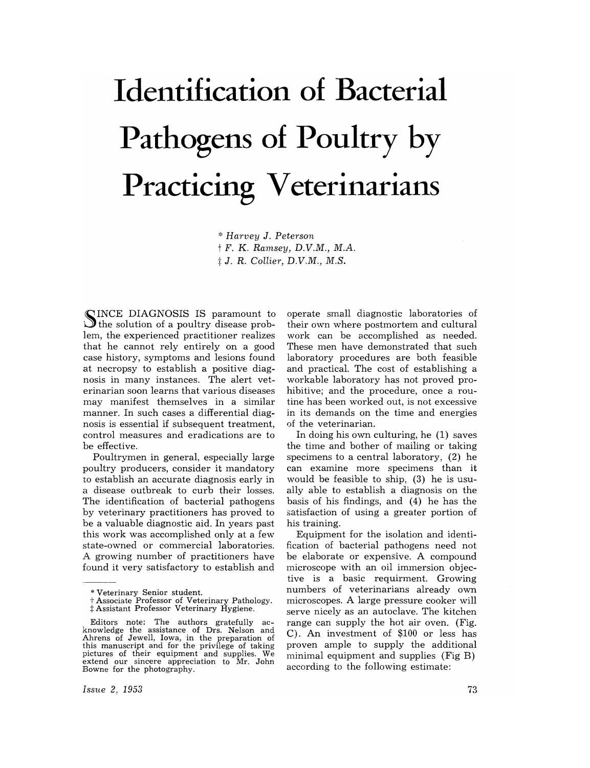# Identification of Bacterial Pathogens of Poultry by Practicing Veterinarians

\* *Harvey J. Peterson*
† *F. K. Ramsey, D.V.M., M.A.*
‡ *J. R. Collier, D.V.M., M.S.*

SINCE DIAGNOSIS IS paramount to the solution of a poultry disease problem, the experienced practitioner realizes that he cannot rely entirely on a good case history, symptoms and lesions found at necropsy to establish a positive diagnosis in many instances. The alert veterinarian soon learns that various diseases may manifest themselves in a similar manner. In such cases a differential diagnosis is essential if subsequent treatment, control measures and eradications are to be effective.

Poultrymen in general, especially large poultry producers, consider it mandatory to establish an accurate diagnosis early in a disease outbreak to curb their losses. The identification of bacterial pathogens by veterinary practitioners has proved to be a valuable diagnostic aid. In years past this work was accomplished only at a few state-owned or commercial laboratories. A growing number of practitioners have found it very satisfactory to establish and operate small diagnostic laboratories of their own where postmortem and cultural work can be accomplished as needed. These men have demonstrated that such laboratory procedures are both feasible and practical. The cost of establishing a workable laboratory has not proved prohibitive; and the procedure, once a routine has been worked out, is not excessive in its demands on the time and energies of the veterinarian.

In doing his own culturing, he (1) saves the time and bother of mailing or taking specimens to a central laboratory, (2) he can examine more specimens than it would be feasible to ship, (3) he is usually able to establish a diagnosis on the basis of his findings, and (4) he has the satisfaction of using a greater portion of his training.

Equipment for the isolation and identification of bacterial pathogens need not be elaborate or expensive. A compound microscope with an oil immersion objective is a basic requirment. Growing numbers of veterinarians already own microscopes. A large pressure cooker will serve nicely as an autoclave. The kitchen range can supply the hot air oven. (Fig. C). An investment of $100 or less has proven ample to supply the additional minimal equipment and supplies (Fig B) according to the following estimate:

---

\* Veterinary Senior student.
† Associate Professor of Veterinary Pathology.
‡ Assistant Professor Veterinary Hygiene.

Editors note: The authors gratefully acknowledge the assistance of Drs. Nelson and Ahrens of Jewell, Iowa, in the preparation of this manuscript and for the privilege of taking pictures of their equipment and supplies. We extend our sincere appreciation to Mr. John Bowne for the photography.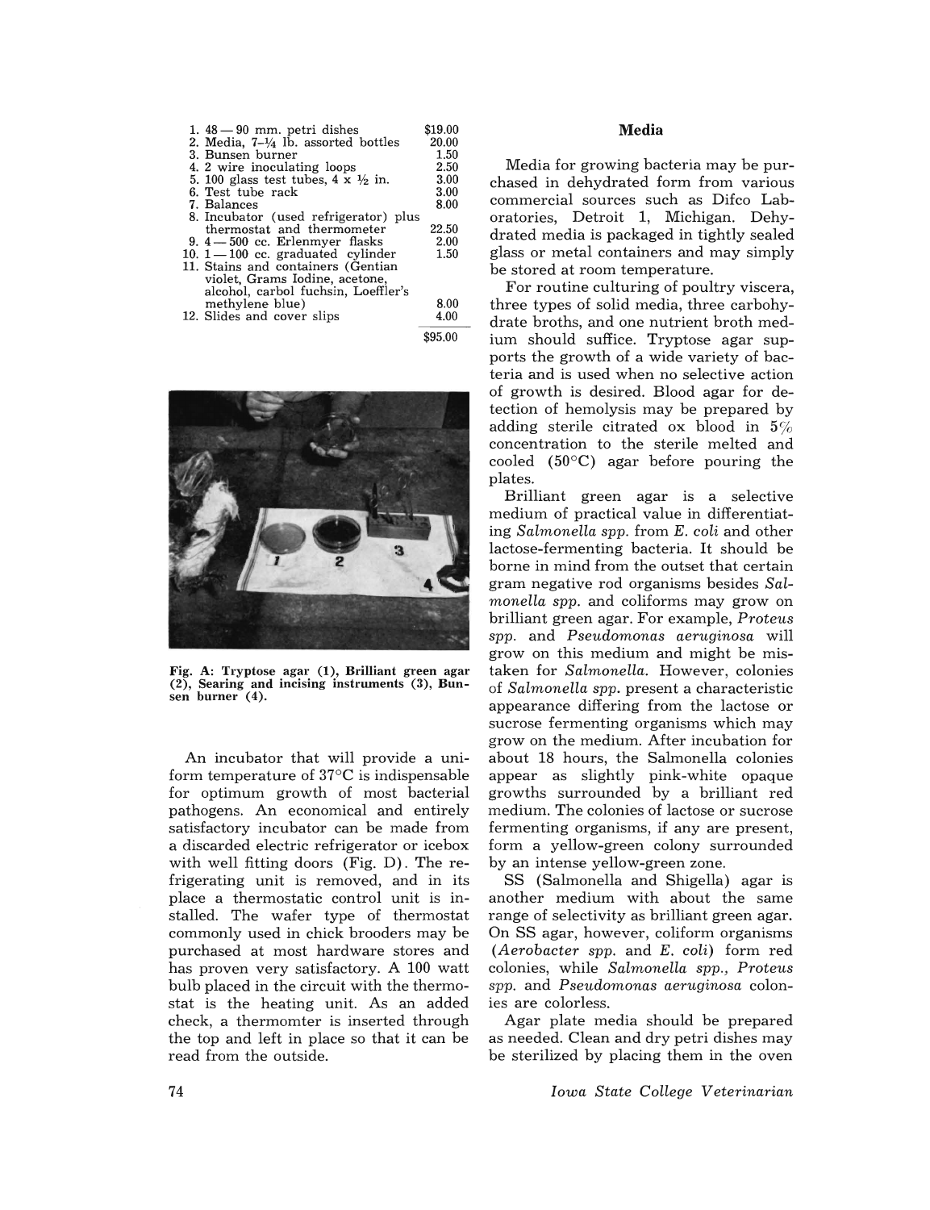| | | |
|---|---|---|
| 1. | 48 — 90 mm. petri dishes | $19.00 |
| 2. | Media, 7–¼ lb. assorted bottles | 20.00 |
| 3. | Bunsen burner | 1.50 |
| 4. | 2 wire inoculating loops | 2.50 |
| 5. | 100 glass test tubes, 4 x ½ in. | 3.00 |
| 6. | Test tube rack | 3.00 |
| 7. | Balances | 8.00 |
| 8. | Incubator (used refrigerator) plus thermostat and thermometer | 22.50 |
| 9. | 4 — 500 cc. Erlenmyer flasks | 2.00 |
| 10. | 1 — 100 cc. graduated cylinder | 1.50 |
| 11. | Stains and containers (Gentian violet, Grams Iodine, acetone, alcohol, carbol fuchsin, Loeffler's methylene blue) | 8.00 |
| 12. | Slides and cover slips | 4.00 |
| | | $95.00 |

**Fig. A: Tryptose agar (1), Brilliant green agar (2), Searing and incising instruments (3), Bunsen burner (4).**

An incubator that will provide a uniform temperature of 37°C is indispensable for optimum growth of most bacterial pathogens. An economical and entirely satisfactory incubator can be made from a discarded electric refrigerator or icebox with well fitting doors (Fig. D). The refrigerating unit is removed, and in its place a thermostatic control unit is installed. The wafer type of thermostat commonly used in chick brooders may be purchased at most hardware stores and has proven very satisfactory. A 100 watt bulb placed in the circuit with the thermostat is the heating unit. As an added check, a thermomter is inserted through the top and left in place so that it can be read from the outside.

### Media

Media for growing bacteria may be purchased in dehydrated form from various commercial sources such as Difco Laboratories, Detroit 1, Michigan. Dehydrated media is packaged in tightly sealed glass or metal containers and may simply be stored at room temperature.

For routine culturing of poultry viscera, three types of solid media, three carbohydrate broths, and one nutrient broth medium should suffice. Tryptose agar supports the growth of a wide variety of bacteria and is used when no selective action of growth is desired. Blood agar for detection of hemolysis may be prepared by adding sterile citrated ox blood in 5% concentration to the sterile melted and cooled (50°C) agar before pouring the plates.

Brilliant green agar is a selective medium of practical value in differentiating *Salmonella spp.* from *E. coli* and other lactose-fermenting bacteria. It should be borne in mind from the outset that certain gram negative rod organisms besides *Salmonella spp.* and coliforms may grow on brilliant green agar. For example, *Proteus spp.* and *Pseudomonas aeruginosa* will grow on this medium and might be mistaken for *Salmonella.* However, colonies of *Salmonella spp.* present a characteristic appearance differing from the lactose or sucrose fermenting organisms which may grow on the medium. After incubation for about 18 hours, the Salmonella colonies appear as slightly pink-white opaque growths surrounded by a brilliant red medium. The colonies of lactose or sucrose fermenting organisms, if any are present, form a yellow-green colony surrounded by an intense yellow-green zone.

SS (Salmonella and Shigella) agar is another medium with about the same range of selectivity as brilliant green agar. On SS agar, however, coliform organisms (*Aerobacter spp.* and *E. coli*) form red colonies, while *Salmonella spp., Proteus spp.* and *Pseudomonas aeruginosa* colonies are colorless.

Agar plate media should be prepared as needed. Clean and dry petri dishes may be sterilized by placing them in the oven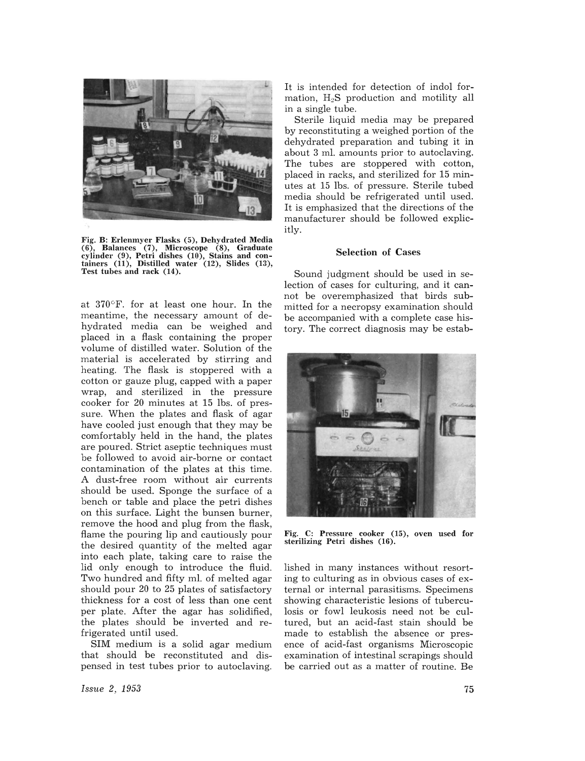Fig. B: Erlenmyer Flasks (5), Dehydrated Media (6), Balances (7), Microscope (8), Graduate cylinder (9), Petri dishes (10), Stains and containers (11), Distilled water (12), Slides (13), Test tubes and rack (14).

at 370°F. for at least one hour. In the meantime, the necessary amount of dehydrated media can be weighed and placed in a flask containing the proper volume of distilled water. Solution of the material is accelerated by stirring and heating. The flask is stoppered with a cotton or gauze plug, capped with a paper wrap, and sterilized in the pressure cooker for 20 minutes at 15 lbs. of pressure. When the plates and flask of agar have cooled just enough that they may be comfortably held in the hand, the plates are poured. Strict aseptic techniques must be followed to avoid air-borne or contact contamination of the plates at this time. A dust-free room without air currents should be used. Sponge the surface of a bench or table and place the petri dishes on this surface. Light the bunsen burner, remove the hood and plug from the flask, flame the pouring lip and cautiously pour the desired quantity of the melted agar into each plate, taking care to raise the lid only enough to introduce the fluid. Two hundred and fifty ml. of melted agar should pour 20 to 25 plates of satisfactory thickness for a cost of less than one cent per plate. After the agar has solidified, the plates should be inverted and refrigerated until used.

SIM medium is a solid agar medium that should be reconstituted and dispensed in test tubes prior to autoclaving. It is intended for detection of indol formation, $H_2S$ production and motility all in a single tube.

Sterile liquid media may be prepared by reconstituting a weighed portion of the dehydrated preparation and tubing it in about 3 ml. amounts prior to autoclaving. The tubes are stoppered with cotton, placed in racks, and sterilized for 15 minutes at 15 lbs. of pressure. Sterile tubed media should be refrigerated until used. It is emphasized that the directions of the manufacturer should be followed explicitly.

## Selection of Cases

Sound judgment should be used in selection of cases for culturing, and it cannot be overemphasized that birds submitted for a necropsy examination should be accompanied with a complete case history. The correct diagnosis may be established in many instances without resorting to culturing as in obvious cases of external or internal parasitisms. Specimens showing characteristic lesions of tuberculosis or fowl leukosis need not be cultured, but an acid-fast stain should be made to establish the absence or presence of acid-fast organisms Microscopic examination of intestinal scrapings should be carried out as a matter of routine. Be

Fig. C: Pressure cooker (15), oven used for sterilizing Petri dishes (16).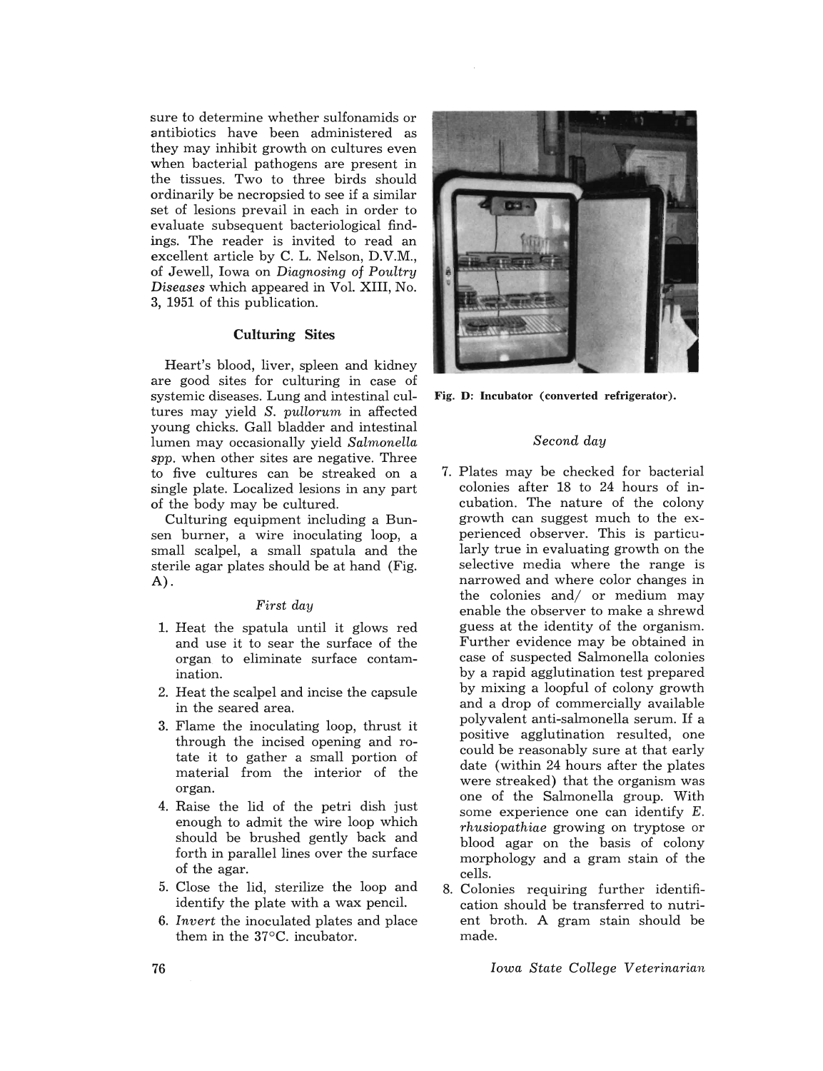sure to determine whether sulfonamids or antibiotics have been administered as they may inhibit growth on cultures even when bacterial pathogens are present in the tissues. Two to three birds should ordinarily be necropsied to see if a similar set of lesions prevail in each in order to evaluate subsequent bacteriological findings. The reader is invited to read an excellent article by C. L. Nelson, D.V.M., of Jewell, Iowa on *Diagnosing of Poultry Diseases* which appeared in Vol. XIII, No. 3, 1951 of this publication.

### Culturing Sites

Heart's blood, liver, spleen and kidney are good sites for culturing in case of systemic diseases. Lung and intestinal cultures may yield *S. pullorum* in affected young chicks. Gall bladder and intestinal lumen may occasionally yield *Salmonella spp.* when other sites are negative. Three to five cultures can be streaked on a single plate. Localized lesions in any part of the body may be cultured.

Culturing equipment including a Bunsen burner, a wire inoculating loop, a small scalpel, a small spatula and the sterile agar plates should be at hand (Fig. A).

*First day*

1. Heat the spatula until it glows red and use it to sear the surface of the organ to eliminate surface contamination.
2. Heat the scalpel and incise the capsule in the seared area.
3. Flame the inoculating loop, thrust it through the incised opening and rotate it to gather a small portion of material from the interior of the organ.
4. Raise the lid of the petri dish just enough to admit the wire loop which should be brushed gently back and forth in parallel lines over the surface of the agar.
5. Close the lid, sterilize the loop and identify the plate with a wax pencil.
6. *Invert* the inoculated plates and place them in the 37°C. incubator.

**Fig. D: Incubator (converted refrigerator).**

*Second day*

7. Plates may be checked for bacterial colonies after 18 to 24 hours of incubation. The nature of the colony growth can suggest much to the experienced observer. This is particularly true in evaluating growth on the selective media where the range is narrowed and where color changes in the colonies and/ or medium may enable the observer to make a shrewd guess at the identity of the organism. Further evidence may be obtained in case of suspected Salmonella colonies by a rapid agglutination test prepared by mixing a loopful of colony growth and a drop of commercially available polyvalent anti-salmonella serum. If a positive agglutination resulted, one could be reasonably sure at that early date (within 24 hours after the plates were streaked) that the organism was one of the Salmonella group. With some experience one can identify *E. rhusiopathiae* growing on tryptose or blood agar on the basis of colony morphology and a gram stain of the cells.
8. Colonies requiring further identification should be transferred to nutrient broth. A gram stain should be made.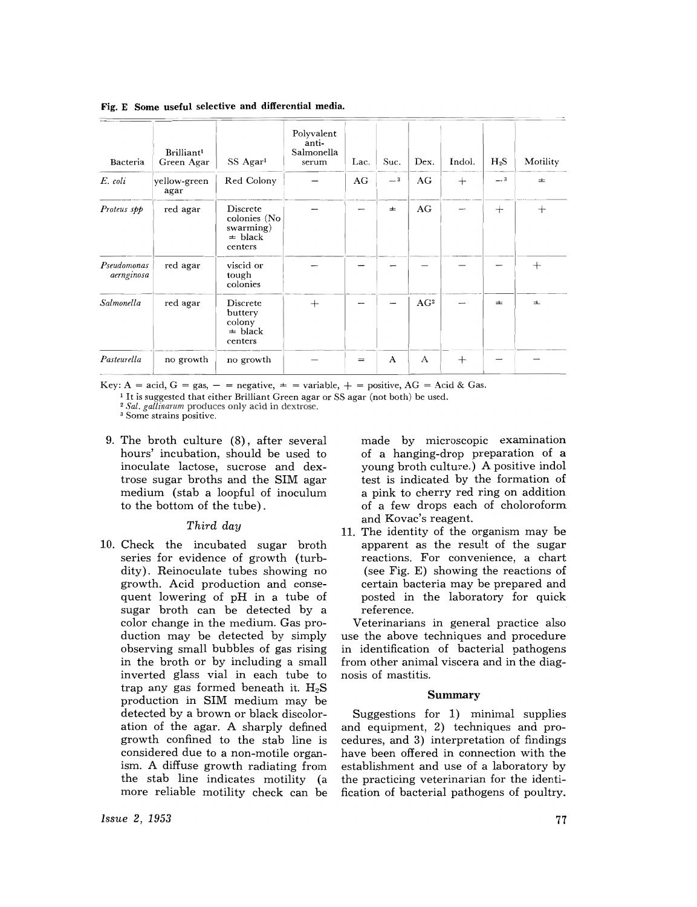**Fig. E Some useful selective and differential media.**

| Bacteria | Brilliant[1] Green Agar | SS Agar[1] | Polyvalent anti-Salmonella serum | Lac. | Suc. | Dex. | Indol. | $H_2S$ | Motility |
|---|---|---|---|---|---|---|---|---|---|
| *E. coli* | yellow-green agar | Red Colony | − | AG | −[3] | AG | + | −[3] | ± |
| *Proteus spp* | red agar | Discrete colonies (No swarming) ± black centers | − | − | ± | AG | − | + | + |
| *Pseudomonas aernginosa* | red agar | viscid or tough colonies | − | − | − | − | − | − | + |
| *Salmonella* | red agar | Discrete buttery colony ± black centers | + | − | − | AG[2] | − | ± | ± |
| *Pasteurella* | no growth | no growth | − | = | A | A | + | − | − |

Key: A = acid, G = gas, − = negative, ± = variable, + = positive, AG = Acid & Gas.

[1] It is suggested that either Brilliant Green agar or SS agar (not both) be used.

[2] *Sal. gallinarum* produces only acid in dextrose.

[3] Some strains positive.

9. The broth culture (8), after several hours' incubation, should be used to inoculate lactose, sucrose and dextrose sugar broths and the SIM agar medium (stab a loopful of inoculum to the bottom of the tube).

*Third day*

10. Check the incubated sugar broth series for evidence of growth (turbdity). Reinoculate tubes showing no growth. Acid production and consequent lowering of pH in a tube of sugar broth can be detected by a color change in the medium. Gas production may be detected by simply observing small bubbles of gas rising in the broth or by including a small inverted glass vial in each tube to trap any gas formed beneath it. $H_2S$ production in SIM medium may be detected by a brown or black discoloration of the agar. A sharply defined growth confined to the stab line is considered due to a non-motile organism. A diffuse growth radiating from the stab line indicates motility (a more reliable motility check can be made by microscopic examination of a hanging-drop preparation of a young broth culture.) A positive indol test is indicated by the formation of a pink to cherry red ring on addition of a few drops each of choloroform and Kovac's reagent.
11. The identity of the organism may be apparent as the result of the sugar reactions. For convenience, a chart (see Fig. E) showing the reactions of certain bacteria may be prepared and posted in the laboratory for quick reference.

Veterinarians in general practice also use the above techniques and procedure in identification of bacterial pathogens from other animal viscera and in the diagnosis of mastitis.

## Summary

Suggestions for 1) minimal supplies and equipment, 2) techniques and procedures, and 3) interpretation of findings have been offered in connection with the establishment and use of a laboratory by the practicing veterinarian for the identification of bacterial pathogens of poultry.